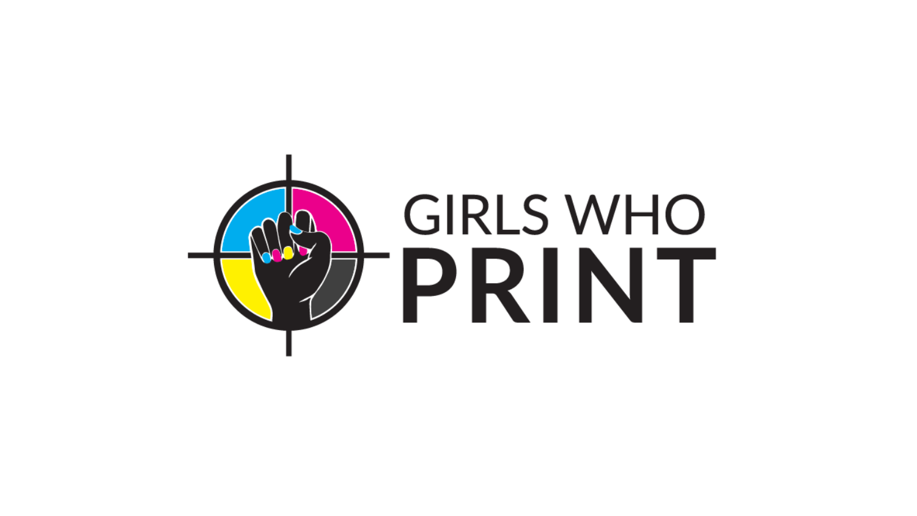# GIRLS WHO PRINT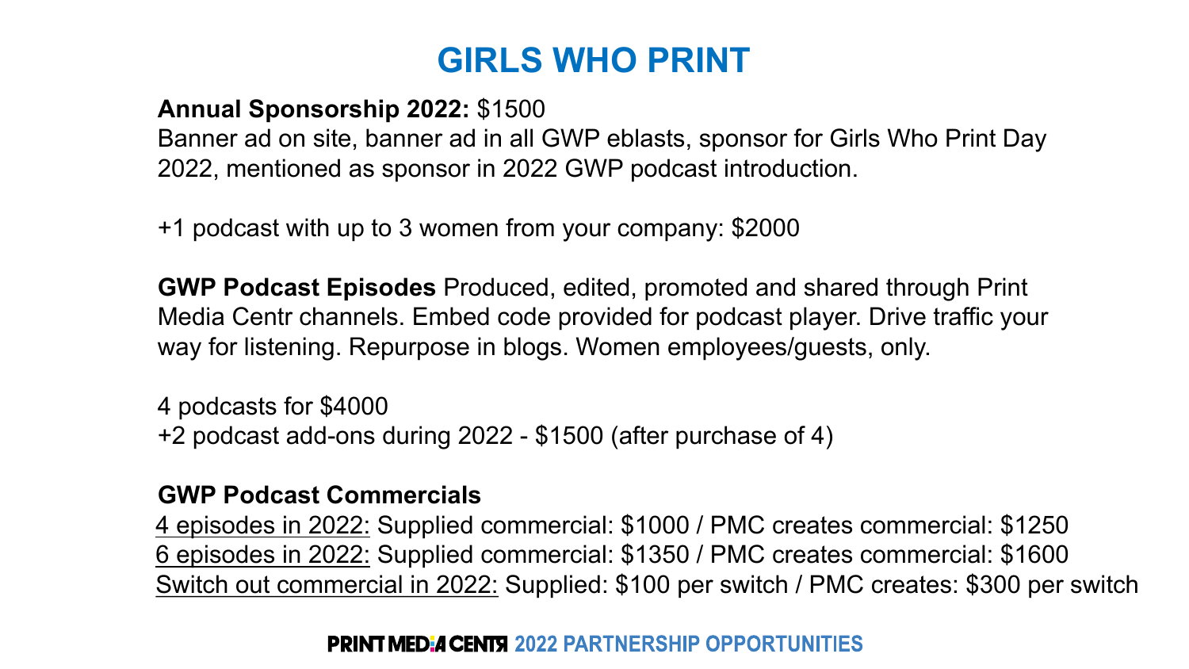# GIRLS WHO PRINT

**Annual Sponsorship 2022:** $1500
Banner ad on site, banner ad in all GWP eblasts, sponsor for Girls Who Print Day 2022, mentioned as sponsor in 2022 GWP podcast introduction.

+1 podcast with up to 3 women from your company: $2000

**GWP Podcast Episodes** Produced, edited, promoted and shared through Print Media Centr channels. Embed code provided for podcast player. Drive traffic your way for listening. Repurpose in blogs. Women employees/guests, only.

4 podcasts for $4000
+2 podcast add-ons during 2022 - $1500 (after purchase of 4)

**GWP Podcast Commercials**
<u>4 episodes in 2022:</u> Supplied commercial: $1000 / PMC creates commercial: $1250
<u>6 episodes in 2022:</u> Supplied commercial: $1350 / PMC creates commercial: $1600
<u>Switch out commercial in 2022:</u> Supplied: $100 per switch / PMC creates: $300 per switch

**PRINT MEDIA CENTR 2022 PARTNERSHIP OPPORTUNITIES**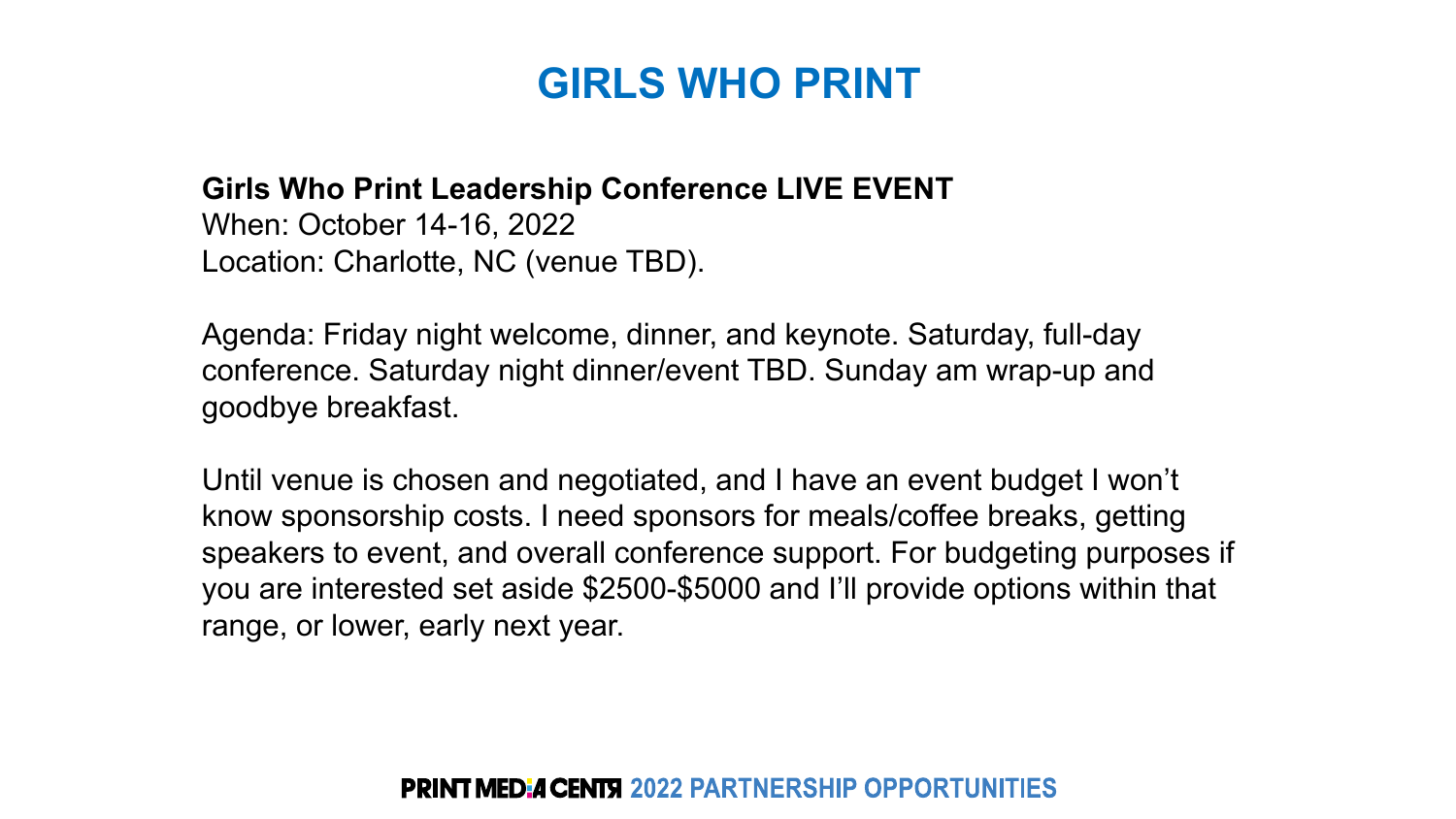# GIRLS WHO PRINT

**Girls Who Print Leadership Conference LIVE EVENT**
When: October 14-16, 2022
Location: Charlotte, NC (venue TBD).

Agenda: Friday night welcome, dinner, and keynote. Saturday, full-day conference. Saturday night dinner/event TBD. Sunday am wrap-up and goodbye breakfast.

Until venue is chosen and negotiated, and I have an event budget I won't know sponsorship costs. I need sponsors for meals/coffee breaks, getting speakers to event, and overall conference support. For budgeting purposes if you are interested set aside $2500-$5000 and I'll provide options within that range, or lower, early next year.